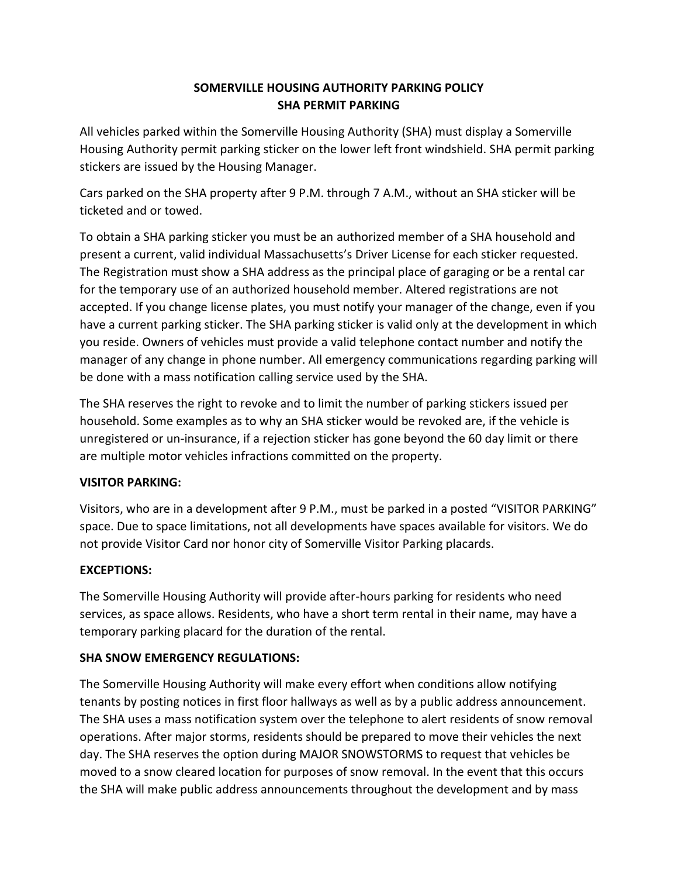# SOMERVILLE HOUSING AUTHORITY PARKING POLICY
## SHA PERMIT PARKING

All vehicles parked within the Somerville Housing Authority (SHA) must display a Somerville Housing Authority permit parking sticker on the lower left front windshield. SHA permit parking stickers are issued by the Housing Manager.

Cars parked on the SHA property after 9 P.M. through 7 A.M., without an SHA sticker will be ticketed and or towed.

To obtain a SHA parking sticker you must be an authorized member of a SHA household and present a current, valid individual Massachusetts's Driver License for each sticker requested. The Registration must show a SHA address as the principal place of garaging or be a rental car for the temporary use of an authorized household member. Altered registrations are not accepted. If you change license plates, you must notify your manager of the change, even if you have a current parking sticker. The SHA parking sticker is valid only at the development in which you reside. Owners of vehicles must provide a valid telephone contact number and notify the manager of any change in phone number. All emergency communications regarding parking will be done with a mass notification calling service used by the SHA.

The SHA reserves the right to revoke and to limit the number of parking stickers issued per household. Some examples as to why an SHA sticker would be revoked are, if the vehicle is unregistered or un-insurance, if a rejection sticker has gone beyond the 60 day limit or there are multiple motor vehicles infractions committed on the property.

**VISITOR PARKING:**

Visitors, who are in a development after 9 P.M., must be parked in a posted "VISITOR PARKING" space. Due to space limitations, not all developments have spaces available for visitors. We do not provide Visitor Card nor honor city of Somerville Visitor Parking placards.

**EXCEPTIONS:**

The Somerville Housing Authority will provide after-hours parking for residents who need services, as space allows. Residents, who have a short term rental in their name, may have a temporary parking placard for the duration of the rental.

**SHA SNOW EMERGENCY REGULATIONS:**

The Somerville Housing Authority will make every effort when conditions allow notifying tenants by posting notices in first floor hallways as well as by a public address announcement. The SHA uses a mass notification system over the telephone to alert residents of snow removal operations. After major storms, residents should be prepared to move their vehicles the next day. The SHA reserves the option during MAJOR SNOWSTORMS to request that vehicles be moved to a snow cleared location for purposes of snow removal. In the event that this occurs the SHA will make public address announcements throughout the development and by mass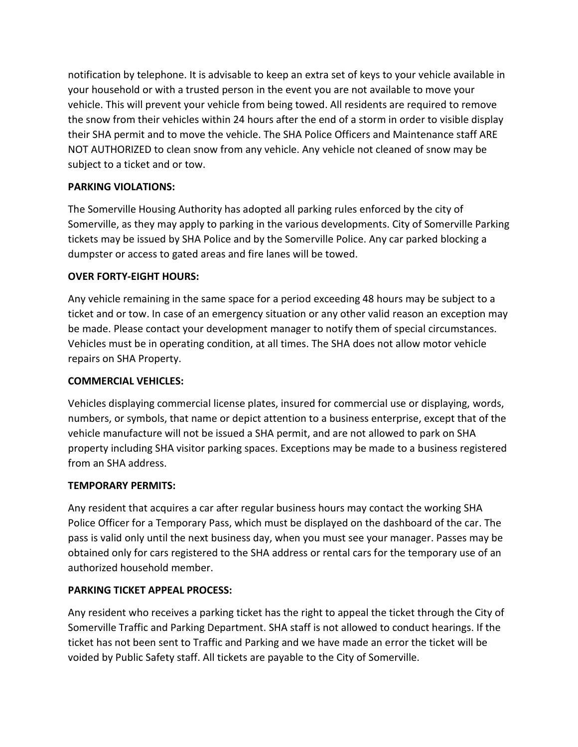notification by telephone. It is advisable to keep an extra set of keys to your vehicle available in your household or with a trusted person in the event you are not available to move your vehicle. This will prevent your vehicle from being towed. All residents are required to remove the snow from their vehicles within 24 hours after the end of a storm in order to visible display their SHA permit and to move the vehicle. The SHA Police Officers and Maintenance staff ARE NOT AUTHORIZED to clean snow from any vehicle. Any vehicle not cleaned of snow may be subject to a ticket and or tow.

**PARKING VIOLATIONS:**

The Somerville Housing Authority has adopted all parking rules enforced by the city of Somerville, as they may apply to parking in the various developments. City of Somerville Parking tickets may be issued by SHA Police and by the Somerville Police. Any car parked blocking a dumpster or access to gated areas and fire lanes will be towed.

**OVER FORTY-EIGHT HOURS:**

Any vehicle remaining in the same space for a period exceeding 48 hours may be subject to a ticket and or tow. In case of an emergency situation or any other valid reason an exception may be made. Please contact your development manager to notify them of special circumstances. Vehicles must be in operating condition, at all times. The SHA does not allow motor vehicle repairs on SHA Property.

**COMMERCIAL VEHICLES:**

Vehicles displaying commercial license plates, insured for commercial use or displaying, words, numbers, or symbols, that name or depict attention to a business enterprise, except that of the vehicle manufacture will not be issued a SHA permit, and are not allowed to park on SHA property including SHA visitor parking spaces. Exceptions may be made to a business registered from an SHA address.

**TEMPORARY PERMITS:**

Any resident that acquires a car after regular business hours may contact the working SHA Police Officer for a Temporary Pass, which must be displayed on the dashboard of the car. The pass is valid only until the next business day, when you must see your manager. Passes may be obtained only for cars registered to the SHA address or rental cars for the temporary use of an authorized household member.

**PARKING TICKET APPEAL PROCESS:**

Any resident who receives a parking ticket has the right to appeal the ticket through the City of Somerville Traffic and Parking Department. SHA staff is not allowed to conduct hearings. If the ticket has not been sent to Traffic and Parking and we have made an error the ticket will be voided by Public Safety staff. All tickets are payable to the City of Somerville.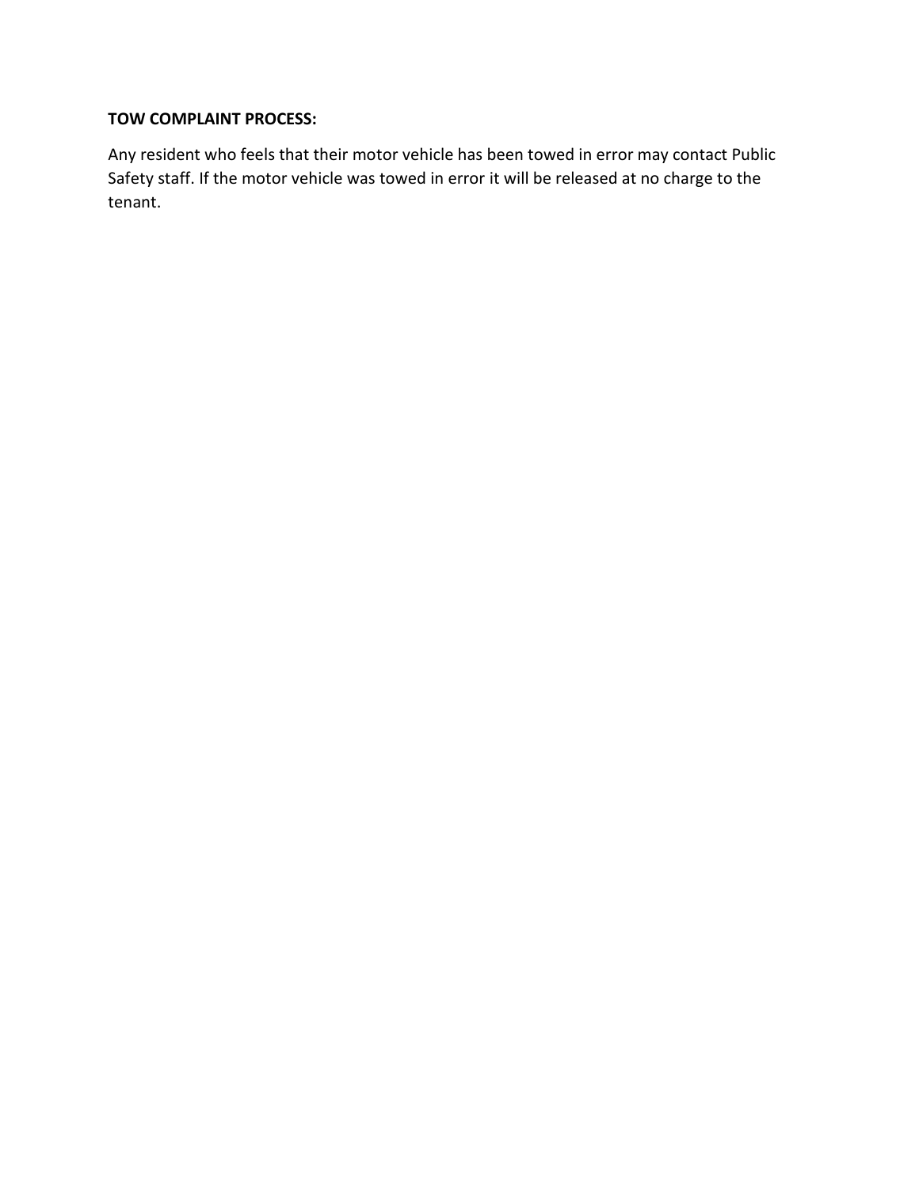**TOW COMPLAINT PROCESS:**

Any resident who feels that their motor vehicle has been towed in error may contact Public Safety staff. If the motor vehicle was towed in error it will be released at no charge to the tenant.